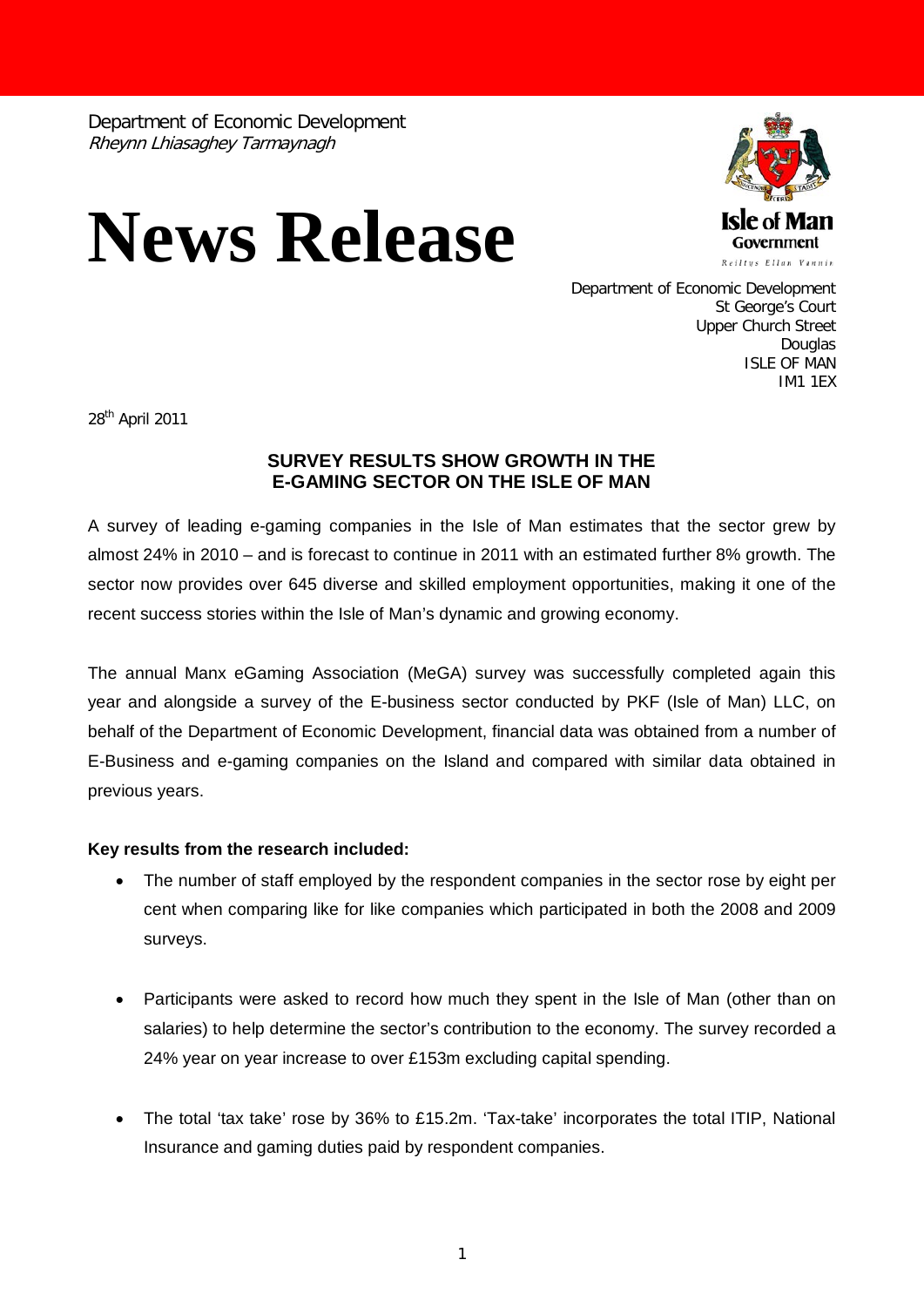Department of Economic Development
*Rheynn Lhiasaghey Tarmaynagh*

# News Release

Isle of Man Government
*Reiltys Ellan Vannin*

Department of Economic Development
St George's Court
Upper Church Street
Douglas
ISLE OF MAN
IM1 1EX

28th April 2011

**SURVEY RESULTS SHOW GROWTH IN THE E-GAMING SECTOR ON THE ISLE OF MAN**

A survey of leading e-gaming companies in the Isle of Man estimates that the sector grew by almost 24% in 2010 – and is forecast to continue in 2011 with an estimated further 8% growth. The sector now provides over 645 diverse and skilled employment opportunities, making it one of the recent success stories within the Isle of Man's dynamic and growing economy.

The annual Manx eGaming Association (MeGA) survey was successfully completed again this year and alongside a survey of the E-business sector conducted by PKF (Isle of Man) LLC, on behalf of the Department of Economic Development, financial data was obtained from a number of E-Business and e-gaming companies on the Island and compared with similar data obtained in previous years.

**Key results from the research included:**

- The number of staff employed by the respondent companies in the sector rose by eight per cent when comparing like for like companies which participated in both the 2008 and 2009 surveys.
- Participants were asked to record how much they spent in the Isle of Man (other than on salaries) to help determine the sector's contribution to the economy. The survey recorded a 24% year on year increase to over £153m excluding capital spending.
- The total 'tax take' rose by 36% to £15.2m. 'Tax-take' incorporates the total ITIP, National Insurance and gaming duties paid by respondent companies.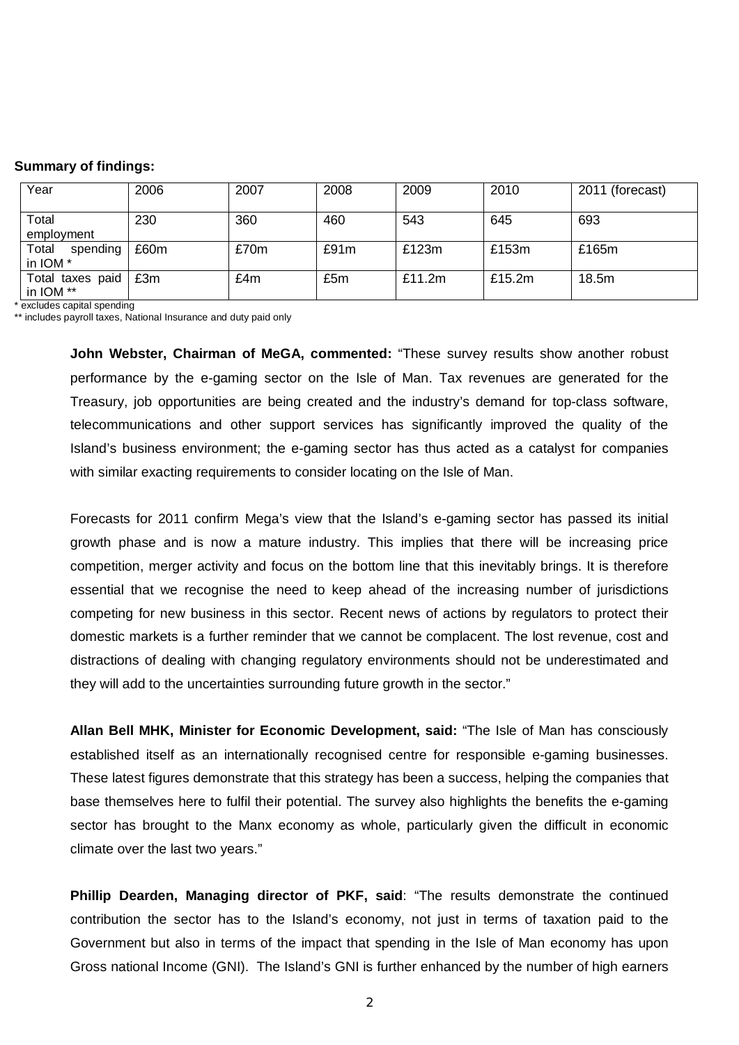**Summary of findings:**

| Year | 2006 | 2007 | 2008 | 2009 | 2010 | 2011 (forecast) |
|---|---|---|---|---|---|---|
| Total employment | 230 | 360 | 460 | 543 | 645 | 693 |
| Total spending in IOM * | £60m | £70m | £91m | £123m | £153m | £165m |
| Total taxes paid in IOM ** | £3m | £4m | £5m | £11.2m | £15.2m | 18.5m |

* excludes capital spending
** includes payroll taxes, National Insurance and duty paid only

**John Webster, Chairman of MeGA, commented:** "These survey results show another robust performance by the e-gaming sector on the Isle of Man. Tax revenues are generated for the Treasury, job opportunities are being created and the industry's demand for top-class software, telecommunications and other support services has significantly improved the quality of the Island's business environment; the e-gaming sector has thus acted as a catalyst for companies with similar exacting requirements to consider locating on the Isle of Man.

Forecasts for 2011 confirm Mega's view that the Island's e-gaming sector has passed its initial growth phase and is now a mature industry. This implies that there will be increasing price competition, merger activity and focus on the bottom line that this inevitably brings. It is therefore essential that we recognise the need to keep ahead of the increasing number of jurisdictions competing for new business in this sector. Recent news of actions by regulators to protect their domestic markets is a further reminder that we cannot be complacent. The lost revenue, cost and distractions of dealing with changing regulatory environments should not be underestimated and they will add to the uncertainties surrounding future growth in the sector."

**Allan Bell MHK, Minister for Economic Development, said:** "The Isle of Man has consciously established itself as an internationally recognised centre for responsible e-gaming businesses. These latest figures demonstrate that this strategy has been a success, helping the companies that base themselves here to fulfil their potential. The survey also highlights the benefits the e-gaming sector has brought to the Manx economy as whole, particularly given the difficult in economic climate over the last two years."

**Phillip Dearden, Managing director of PKF, said**: "The results demonstrate the continued contribution the sector has to the Island's economy, not just in terms of taxation paid to the Government but also in terms of the impact that spending in the Isle of Man economy has upon Gross national Income (GNI). The Island's GNI is further enhanced by the number of high earners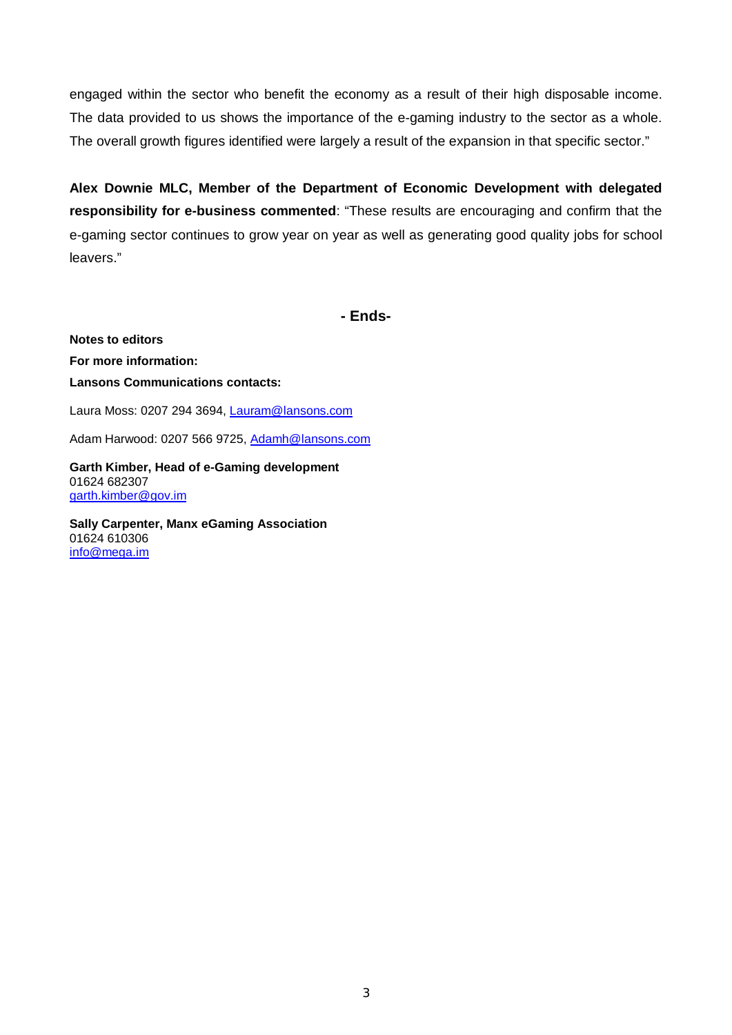engaged within the sector who benefit the economy as a result of their high disposable income. The data provided to us shows the importance of the e-gaming industry to the sector as a whole. The overall growth figures identified were largely a result of the expansion in that specific sector."

**Alex Downie MLC, Member of the Department of Economic Development with delegated responsibility for e-business commented**: "These results are encouraging and confirm that the e-gaming sector continues to grow year on year as well as generating good quality jobs for school leavers."

**- Ends-**

**Notes to editors**

**For more information:**

**Lansons Communications contacts:**

Laura Moss: 0207 294 3694, Lauram@lansons.com

Adam Harwood: 0207 566 9725, Adamh@lansons.com

**Garth Kimber, Head of e-Gaming development**
01624 682307
garth.kimber@gov.im

**Sally Carpenter, Manx eGaming Association**
01624 610306
info@mega.im